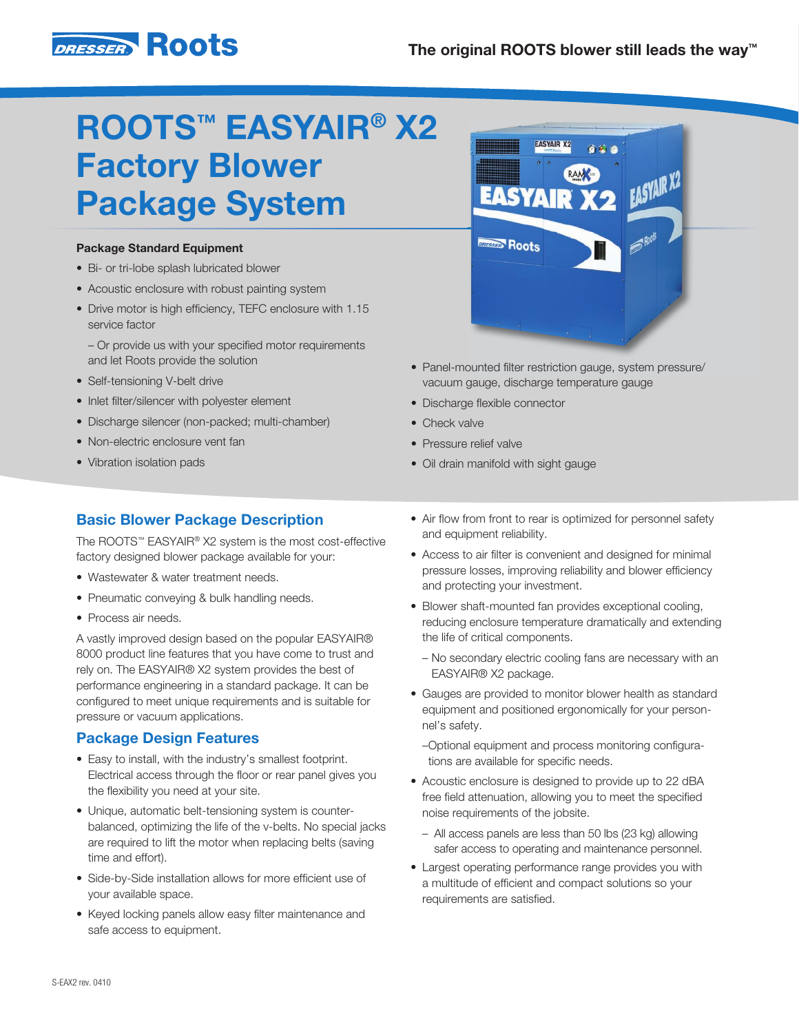Dresser Roots

The original ROOTS blower still leads the way™

# ROOTS™ EASYAIR® X2 Factory Blower Package System

### Package Standard Equipment

- Bi- or tri-lobe splash lubricated blower
- Acoustic enclosure with robust painting system
- Drive motor is high efficiency, TEFC enclosure with 1.15 service factor
  - Or provide us with your specified motor requirements and let Roots provide the solution
- Self-tensioning V-belt drive
- Inlet filter/silencer with polyester element
- Discharge silencer (non-packed; multi-chamber)
- Non-electric enclosure vent fan
- Vibration isolation pads
- Panel-mounted filter restriction gauge, system pressure/vacuum gauge, discharge temperature gauge
- Discharge flexible connector
- Check valve
- Pressure relief valve
- Oil drain manifold with sight gauge

## Basic Blower Package Description

The ROOTS™ EASYAIR® X2 system is the most cost-effective factory designed blower package available for your:

- Wastewater & water treatment needs.
- Pneumatic conveying & bulk handling needs.
- Process air needs.

A vastly improved design based on the popular EASYAIR® 8000 product line features that you have come to trust and rely on. The EASYAIR® X2 system provides the best of performance engineering in a standard package. It can be configured to meet unique requirements and is suitable for pressure or vacuum applications.

## Package Design Features

- Easy to install, with the industry's smallest footprint. Electrical access through the floor or rear panel gives you the flexibility you need at your site.
- Unique, automatic belt-tensioning system is counter-balanced, optimizing the life of the v-belts. No special jacks are required to lift the motor when replacing belts (saving time and effort).
- Side-by-Side installation allows for more efficient use of your available space.
- Keyed locking panels allow easy filter maintenance and safe access to equipment.
- Air flow from front to rear is optimized for personnel safety and equipment reliability.
- Access to air filter is convenient and designed for minimal pressure losses, improving reliability and blower efficiency and protecting your investment.
- Blower shaft-mounted fan provides exceptional cooling, reducing enclosure temperature dramatically and extending the life of critical components.
  - No secondary electric cooling fans are necessary with an EASYAIR® X2 package.
- Gauges are provided to monitor blower health as standard equipment and positioned ergonomically for your personnel's safety.
  - Optional equipment and process monitoring configurations are available for specific needs.
- Acoustic enclosure is designed to provide up to 22 dBA free field attenuation, allowing you to meet the specified noise requirements of the jobsite.
  - All access panels are less than 50 lbs (23 kg) allowing safer access to operating and maintenance personnel.
- Largest operating performance range provides you with a multitude of efficient and compact solutions so your requirements are satisfied.

S-EAX2 rev. 0410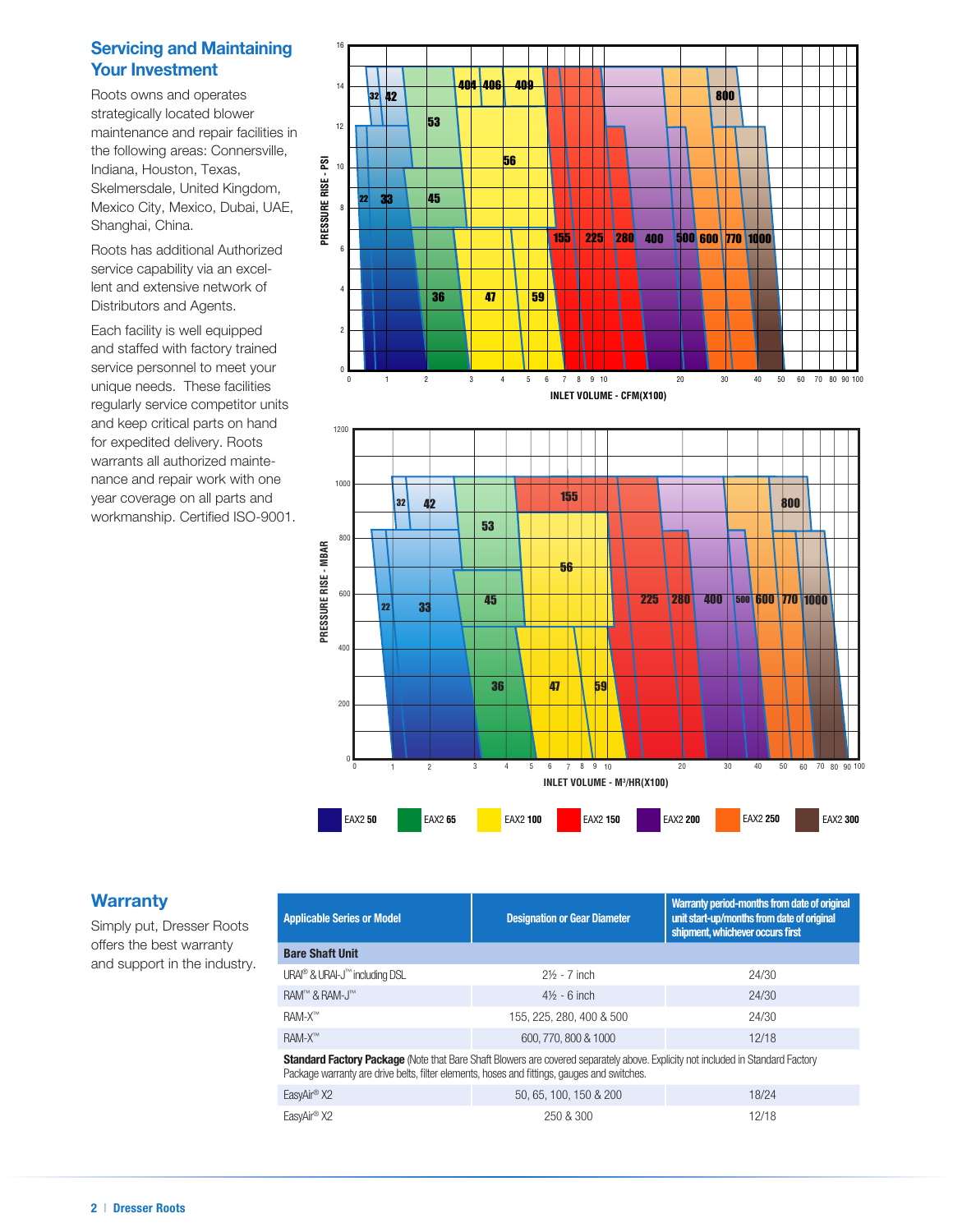## Servicing and Maintaining Your Investment

Roots owns and operates strategically located blower maintenance and repair facilities in the following areas: Connersville, Indiana, Houston, Texas, Skelmersdale, United Kingdom, Mexico City, Mexico, Dubai, UAE, Shanghai, China.

Roots has additional Authorized service capability via an excellent and extensive network of Distributors and Agents.

Each facility is well equipped and staffed with factory trained service personnel to meet your unique needs. These facilities regularly service competitor units and keep critical parts on hand for expedited delivery. Roots warrants all authorized maintenance and repair work with one year coverage on all parts and workmanship. Certified ISO-9001.

PRESSURE RISE - PSI

INLET VOLUME - CFM(X100)

PRESSURE RISE - MBAR

INLET VOLUME - M³/HR(X100)

EAX2 **50** | EAX2 **65** | EAX2 **100** | EAX2 **150** | EAX2 **200** | EAX2 **250** | EAX2 **300**

## Warranty

Simply put, Dresser Roots offers the best warranty and support in the industry.

| Applicable Series or Model | Designation or Gear Diameter | Warranty period-months from date of original unit start-up/months from date of original shipment, whichever occurs first |
|---|---|---|
| **Bare Shaft Unit** | | |
| URAI® & URAI-J™ including DSL | 2½ - 7 inch | 24/30 |
| RAM™ & RAM-J™ | 4½ - 6 inch | 24/30 |
| RAM-X™ | 155, 225, 280, 400 & 500 | 24/30 |
| RAM-X™ | 600, 770, 800 & 1000 | 12/18 |
| **Standard Factory Package** (Note that Bare Shaft Blowers are covered separately above. Explicity not included in Standard Factory Package warranty are drive belts, filter elements, hoses and fittings, gauges and switches. | | |
| EasyAir® X2 | 50, 65, 100, 150 & 200 | 18/24 |
| EasyAir® X2 | 250 & 300 | 12/18 |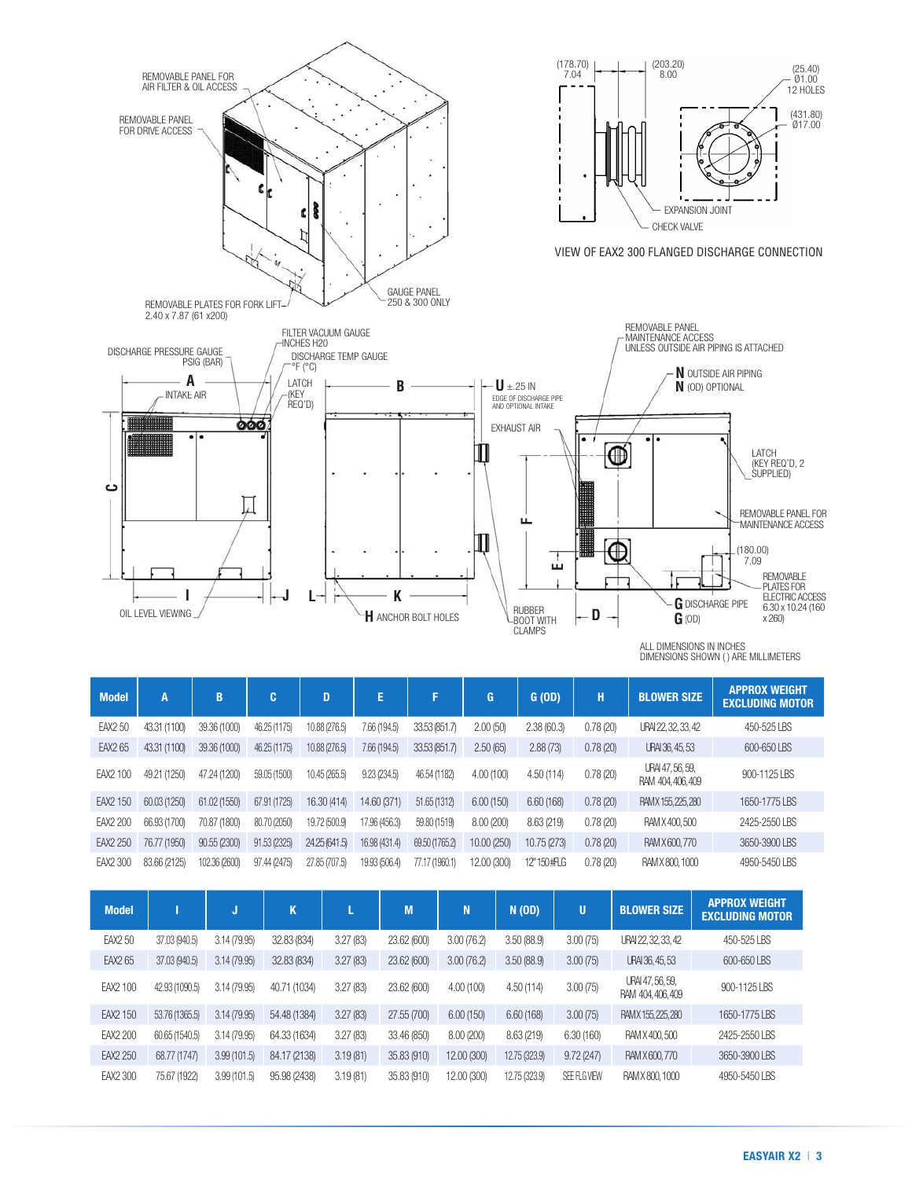REMOVABLE PANEL FOR AIR FILTER & OIL ACCESS

REMOVABLE PANEL FOR DRIVE ACCESS

REMOVABLE PLATES FOR FORK LIFT 2.40 x 7.87 (61 x200)

GAUGE PANEL 250 & 300 ONLY

(178.70) 7.04

(203.20) 8.00

(25.40) Ø1.00 12 HOLES

(431.80) Ø17.00

EXPANSION JOINT

CHECK VALVE

VIEW OF EAX2 300 FLANGED DISCHARGE CONNECTION

DISCHARGE PRESSURE GAUGE PSIG (BAR)

FILTER VACUUM GAUGE INCHES H20

DISCHARGE TEMP GAUGE °F (°C)

A

INTAKE AIR

LATCH (KEY REQ'D)

B

U ±.25 IN

EDGE OF DISCHARGE PIPE AND OPTIONAL INTAKE

EXHAUST AIR

REMOVABLE PANEL MAINTENANCE ACCESS UNLESS OUTSIDE AIR PIPING IS ATTACHED

N OUTSIDE AIR PIPING

N (OD) OPTIONAL

LATCH (KEY REQ'D, 2 SUPPLIED)

REMOVABLE PANEL FOR MAINTENANCE ACCESS

(180.00) 7.09

REMOVABLE PLATES FOR ELECTRIC ACCESS 6.30 x 10.24 (160 x 260)

C

F

E

I

J

L

K

H ANCHOR BOLT HOLES

OIL LEVEL VIEWING

RUBBER BOOT WITH CLAMPS

D

G DISCHARGE PIPE

G (OD)

ALL DIMENSIONS IN INCHES

DIMENSIONS SHOWN ( ) ARE MILLIMETERS

| Model | A | B | C | D | E | F | G | G (OD) | H | BLOWER SIZE | APPROX WEIGHT EXCLUDING MOTOR |
|---|---|---|---|---|---|---|---|---|---|---|---|
| EAX2 50 | 43.31 (1100) | 39.36 (1000) | 46.25 (1175) | 10.88 (276.5) | 7.66 (194.5) | 33.53 (851.7) | 2.00 (50) | 2.38 (60.3) | 0.78 (20) | URAI 22, 32, 33, 42 | 450-525 LBS |
| EAX2 65 | 43.31 (1100) | 39.36 (1000) | 46.25 (1175) | 10.88 (276.5) | 7.66 (194.5) | 33.53 (851.7) | 2.50 (65) | 2.88 (73) | 0.78 (20) | URAI 36, 45, 53 | 600-650 LBS |
| EAX2 100 | 49.21 (1250) | 47.24 (1200) | 59.05 (1500) | 10.45 (265.5) | 9.23 (234.5) | 46.54 (1182) | 4.00 (100) | 4.50 (114) | 0.78 (20) | URAI 47, 56, 59, RAM 404, 406, 409 | 900-1125 LBS |
| EAX2 150 | 60.03 (1250) | 61.02 (1550) | 67.91 (1725) | 16.30 (414) | 14.60 (371) | 51.65 (1312) | 6.00 (150) | 6.60 (168) | 0.78 (20) | RAM X 155, 225, 280 | 1650-1775 LBS |
| EAX2 200 | 66.93 (1700) | 70.87 (1800) | 80.70 (2050) | 19.72 (500.9) | 17.96 (456.3) | 59.80 (1519) | 8.00 (200) | 8.63 (219) | 0.78 (20) | RAM X 400, 500 | 2425-2550 LBS |
| EAX2 250 | 76.77 (1950) | 90.55 (2300) | 91.53 (2325) | 24.25 (641.5) | 16.98 (431.4) | 69.50 (1765.2) | 10.00 (250) | 10.75 (273) | 0.78 (20) | RAM X 600, 770 | 3650-3900 LBS |
| EAX2 300 | 83.66 (2125) | 102.36 (2600) | 97.44 (2475) | 27.85 (707.5) | 19.93 (506.4) | 77.17 (1960.1) | 12.00 (300) | 12" 150#FLG | 0.78 (20) | RAM X 800, 1000 | 4950-5450 LBS |

| Model | I | J | K | L | M | N | N (OD) | U | BLOWER SIZE | APPROX WEIGHT EXCLUDING MOTOR |
|---|---|---|---|---|---|---|---|---|---|---|
| EAX2 50 | 37.03 (940.5) | 3.14 (79.95) | 32.83 (834) | 3.27 (83) | 23.62 (600) | 3.00 (76.2) | 3.50 (88.9) | 3.00 (75) | URAI 22, 32, 33, 42 | 450-525 LBS |
| EAX2 65 | 37.03 (940.5) | 3.14 (79.95) | 32.83 (834) | 3.27 (83) | 23.62 (600) | 3.00 (76.2) | 3.50 (88.9) | 3.00 (75) | URAI 36, 45, 53 | 600-650 LBS |
| EAX2 100 | 42.93 (1090.5) | 3.14 (79.95) | 40.71 (1034) | 3.27 (83) | 23.62 (600) | 4.00 (100) | 4.50 (114) | 3.00 (75) | URAI 47, 56, 59, RAM 404, 406, 409 | 900-1125 LBS |
| EAX2 150 | 53.76 (1365.5) | 3.14 (79.95) | 54.48 (1384) | 3.27 (83) | 27.55 (700) | 6.00 (150) | 6.60 (168) | 3.00 (75) | RAM X 155, 225, 280 | 1650-1775 LBS |
| EAX2 200 | 60.65 (1540.5) | 3.14 (79.95) | 64.33 (1634) | 3.27 (83) | 33.46 (850) | 8.00 (200) | 8.63 (219) | 6.30 (160) | RAM X 400, 500 | 2425-2550 LBS |
| EAX2 250 | 68.77 (1747) | 3.99 (101.5) | 84.17 (2138) | 3.19 (81) | 35.83 (910) | 12.00 (300) | 12.75 (323.9) | 9.72 (247) | RAM X 600, 770 | 3650-3900 LBS |
| EAX2 300 | 75.67 (1922) | 3.99 (101.5) | 95.98 (2438) | 3.19 (81) | 35.83 (910) | 12.00 (300) | 12.75 (323.9) | SEE FLG VIEW | RAM X 800, 1000 | 4950-5450 LBS |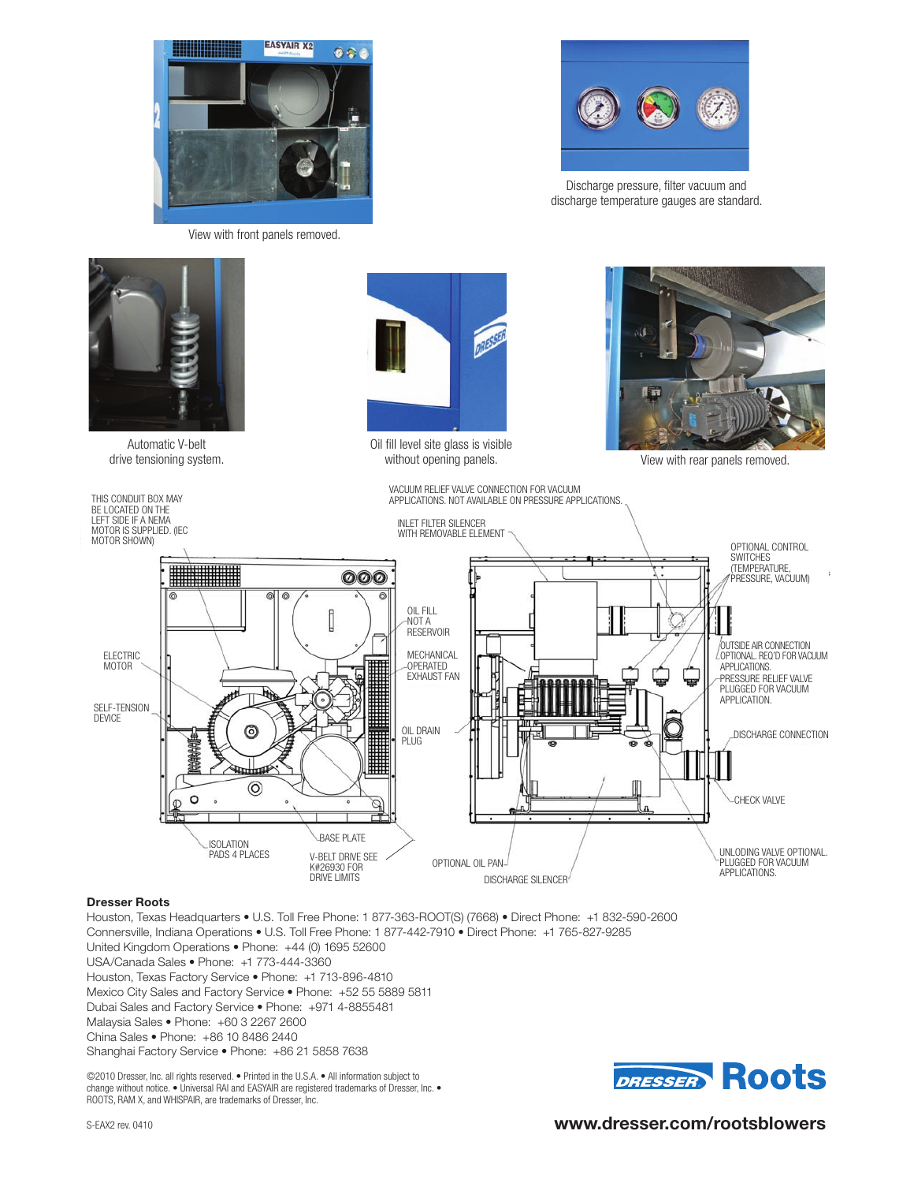View with front panels removed.

Discharge pressure, filter vacuum and discharge temperature gauges are standard.

Automatic V-belt drive tensioning system.

Oil fill level site glass is visible without opening panels.

View with rear panels removed.

THIS CONDUIT BOX MAY BE LOCATED ON THE LEFT SIDE IF A NEMA MOTOR IS SUPPLIED. (IEC MOTOR SHOWN)

VACUUM RELIEF VALVE CONNECTION FOR VACUUM APPLICATIONS. NOT AVAILABLE ON PRESSURE APPLICATIONS.

INLET FILTER SILENCER WITH REMOVABLE ELEMENT

OPTIONAL CONTROL SWITCHES (TEMPERATURE, PRESSURE, VACUUM)

OIL FILL NOT A RESERVOIR

ELECTRIC MOTOR

MECHANICAL OPERATED EXHAUST FAN

OUTSIDE AIR CONNECTION OPTIONAL. REQ'D FOR VACUUM APPLICATIONS.

PRESSURE RELIEF VALVE PLUGGED FOR VACUUM APPLICATION.

SELF-TENSION DEVICE

OIL DRAIN PLUG

DISCHARGE CONNECTION

CHECK VALVE

ISOLATION PADS 4 PLACES

BASE PLATE

V-BELT DRIVE SEE K#26930 FOR DRIVE LIMITS

OPTIONAL OIL PAN

DISCHARGE SILENCER

UNLODING VALVE OPTIONAL. PLUGGED FOR VACUUM APPLICATIONS.

**Dresser Roots**

Houston, Texas Headquarters • U.S. Toll Free Phone: 1 877-363-ROOT(S) (7668) • Direct Phone: +1 832-590-2600
Connersville, Indiana Operations • U.S. Toll Free Phone: 1 877-442-7910 • Direct Phone: +1 765-827-9285
United Kingdom Operations • Phone: +44 (0) 1695 52600
USA/Canada Sales • Phone: +1 773-444-3360
Houston, Texas Factory Service • Phone: +1 713-896-4810
Mexico City Sales and Factory Service • Phone: +52 55 5889 5811
Dubai Sales and Factory Service • Phone: +971 4-8855481
Malaysia Sales • Phone: +60 3 2267 2600
China Sales • Phone: +86 10 8486 2440
Shanghai Factory Service • Phone: +86 21 5858 7638

©2010 Dresser, Inc. all rights reserved. • Printed in the U.S.A. • All information subject to change without notice. • Universal RAI and EASYAIR are registered trademarks of Dresser, Inc. • ROOTS, RAM X, and WHISPAIR, are trademarks of Dresser, Inc.

S-EAX2 rev. 0410

DRESSER Roots

**www.dresser.com/rootsblowers**